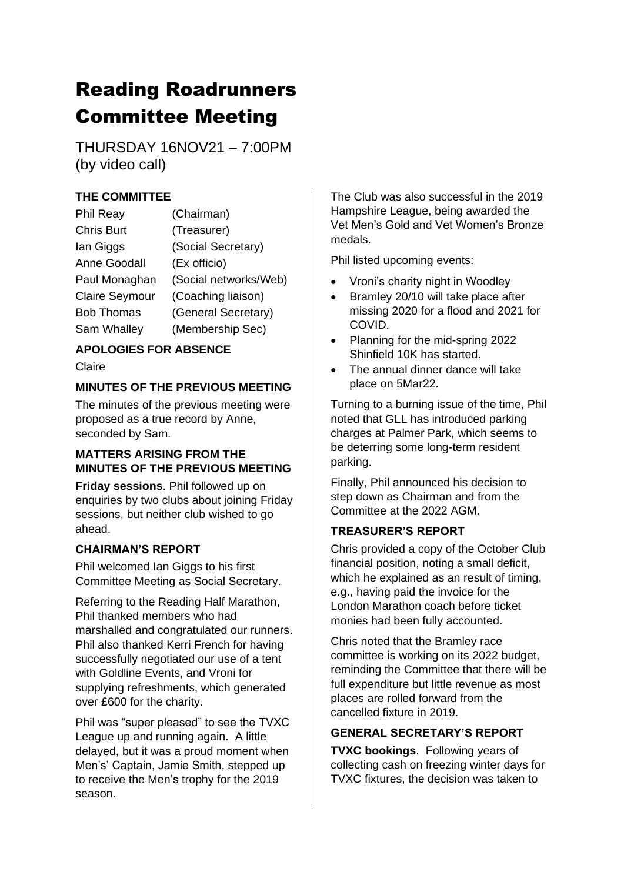# Reading Roadrunners Committee Meeting

THURSDAY 16NOV21 – 7:00PM
(by video call)

### THE COMMITTEE

| | |
|---|---|
| Phil Reay | (Chairman) |
| Chris Burt | (Treasurer) |
| Ian Giggs | (Social Secretary) |
| Anne Goodall | (Ex officio) |
| Paul Monaghan | (Social networks/Web) |
| Claire Seymour | (Coaching liaison) |
| Bob Thomas | (General Secretary) |
| Sam Whalley | (Membership Sec) |

### APOLOGIES FOR ABSENCE

Claire

### MINUTES OF THE PREVIOUS MEETING

The minutes of the previous meeting were proposed as a true record by Anne, seconded by Sam.

### MATTERS ARISING FROM THE MINUTES OF THE PREVIOUS MEETING

**Friday sessions**. Phil followed up on enquiries by two clubs about joining Friday sessions, but neither club wished to go ahead.

### CHAIRMAN'S REPORT

Phil welcomed Ian Giggs to his first Committee Meeting as Social Secretary.

Referring to the Reading Half Marathon, Phil thanked members who had marshalled and congratulated our runners. Phil also thanked Kerri French for having successfully negotiated our use of a tent with Goldline Events, and Vroni for supplying refreshments, which generated over £600 for the charity.

Phil was "super pleased" to see the TVXC League up and running again. A little delayed, but it was a proud moment when Men's' Captain, Jamie Smith, stepped up to receive the Men's trophy for the 2019 season.

The Club was also successful in the 2019 Hampshire League, being awarded the Vet Men's Gold and Vet Women's Bronze medals.

Phil listed upcoming events:

- Vroni's charity night in Woodley
- Bramley 20/10 will take place after missing 2020 for a flood and 2021 for COVID.
- Planning for the mid-spring 2022 Shinfield 10K has started.
- The annual dinner dance will take place on 5Mar22.

Turning to a burning issue of the time, Phil noted that GLL has introduced parking charges at Palmer Park, which seems to be deterring some long-term resident parking.

Finally, Phil announced his decision to step down as Chairman and from the Committee at the 2022 AGM.

### TREASURER'S REPORT

Chris provided a copy of the October Club financial position, noting a small deficit, which he explained as an result of timing, e.g., having paid the invoice for the London Marathon coach before ticket monies had been fully accounted.

Chris noted that the Bramley race committee is working on its 2022 budget, reminding the Committee that there will be full expenditure but little revenue as most places are rolled forward from the cancelled fixture in 2019.

### GENERAL SECRETARY'S REPORT

**TVXC bookings**. Following years of collecting cash on freezing winter days for TVXC fixtures, the decision was taken to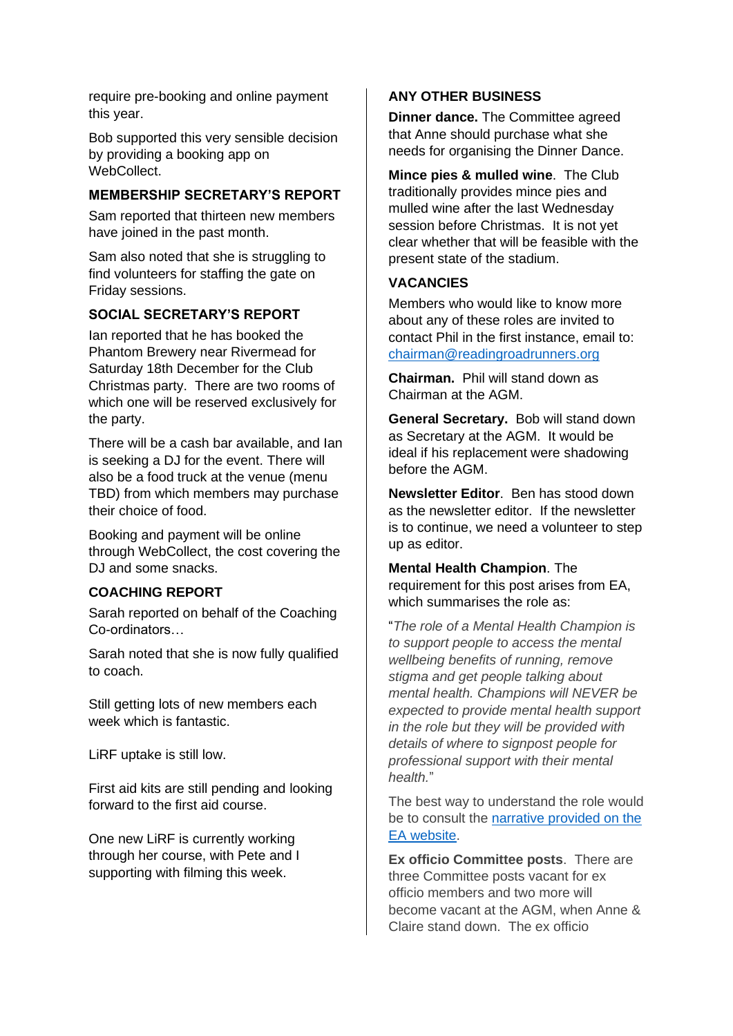require pre-booking and online payment this year.

Bob supported this very sensible decision by providing a booking app on WebCollect.

### MEMBERSHIP SECRETARY'S REPORT

Sam reported that thirteen new members have joined in the past month.

Sam also noted that she is struggling to find volunteers for staffing the gate on Friday sessions.

### SOCIAL SECRETARY'S REPORT

Ian reported that he has booked the Phantom Brewery near Rivermead for Saturday 18th December for the Club Christmas party. There are two rooms of which one will be reserved exclusively for the party.

There will be a cash bar available, and Ian is seeking a DJ for the event. There will also be a food truck at the venue (menu TBD) from which members may purchase their choice of food.

Booking and payment will be online through WebCollect, the cost covering the DJ and some snacks.

### COACHING REPORT

Sarah reported on behalf of the Coaching Co-ordinators…

Sarah noted that she is now fully qualified to coach.

Still getting lots of new members each week which is fantastic.

LiRF uptake is still low.

First aid kits are still pending and looking forward to the first aid course.

One new LiRF is currently working through her course, with Pete and I supporting with filming this week.

### ANY OTHER BUSINESS

**Dinner dance.** The Committee agreed that Anne should purchase what she needs for organising the Dinner Dance.

**Mince pies & mulled wine**. The Club traditionally provides mince pies and mulled wine after the last Wednesday session before Christmas. It is not yet clear whether that will be feasible with the present state of the stadium.

### VACANCIES

Members who would like to know more about any of these roles are invited to contact Phil in the first instance, email to: [chairman@readingroadrunners.org](mailto:chairman@readingroadrunners.org)

**Chairman.** Phil will stand down as Chairman at the AGM.

**General Secretary.** Bob will stand down as Secretary at the AGM. It would be ideal if his replacement were shadowing before the AGM.

**Newsletter Editor**. Ben has stood down as the newsletter editor. If the newsletter is to continue, we need a volunteer to step up as editor.

**Mental Health Champion**. The requirement for this post arises from EA, which summarises the role as:

"*The role of a Mental Health Champion is to support people to access the mental wellbeing benefits of running, remove stigma and get people talking about mental health. Champions will NEVER be expected to provide mental health support in the role but they will be provided with details of where to signpost people for professional support with their mental health.*"

The best way to understand the role would be to consult the [narrative provided on the EA website](#).

**Ex officio Committee posts**. There are three Committee posts vacant for ex officio members and two more will become vacant at the AGM, when Anne & Claire stand down. The ex officio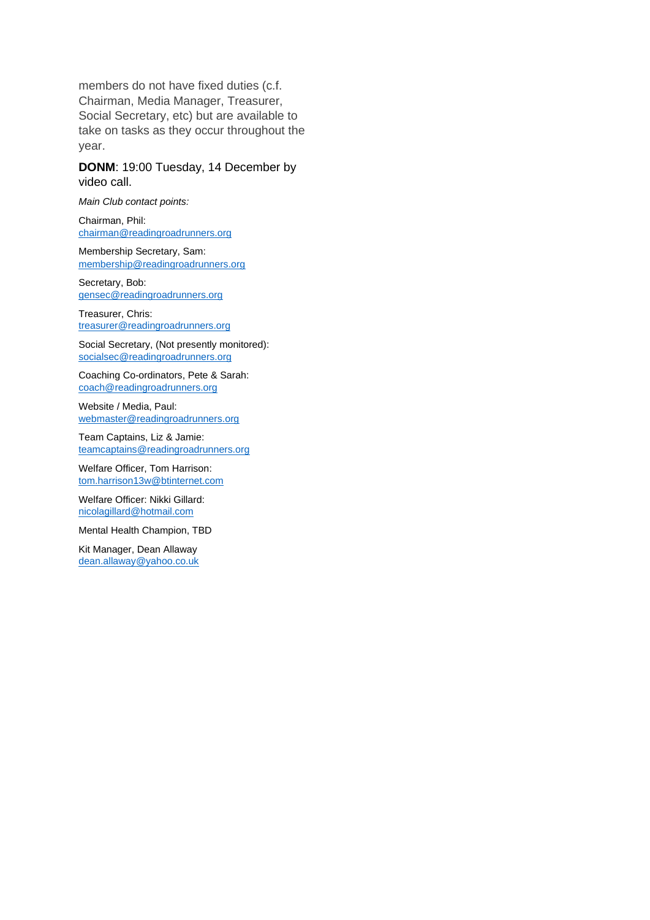members do not have fixed duties (c.f. Chairman, Media Manager, Treasurer, Social Secretary, etc) but are available to take on tasks as they occur throughout the year.

**DONM**: 19:00 Tuesday, 14 December by video call.

*Main Club contact points:*

Chairman, Phil:
chairman@readingroadrunners.org

Membership Secretary, Sam:
membership@readingroadrunners.org

Secretary, Bob:
gensec@readingroadrunners.org

Treasurer, Chris:
treasurer@readingroadrunners.org

Social Secretary, (Not presently monitored):
socialsec@readingroadrunners.org

Coaching Co-ordinators, Pete & Sarah:
coach@readingroadrunners.org

Website / Media, Paul:
webmaster@readingroadrunners.org

Team Captains, Liz & Jamie:
teamcaptains@readingroadrunners.org

Welfare Officer, Tom Harrison:
tom.harrison13w@btinternet.com

Welfare Officer: Nikki Gillard:
nicolagillard@hotmail.com

Mental Health Champion, TBD

Kit Manager, Dean Allaway
dean.allaway@yahoo.co.uk